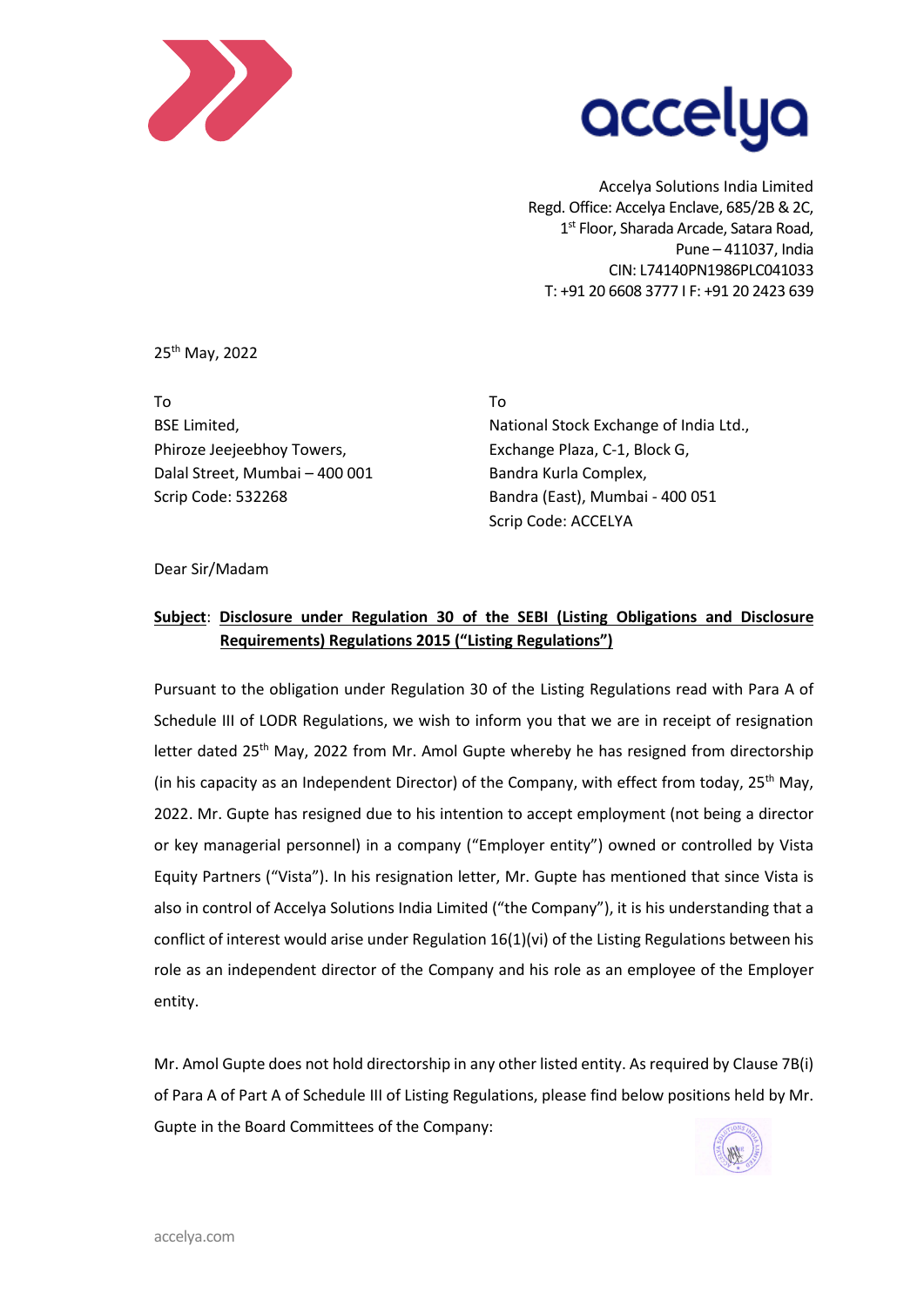Accelya Solutions India Limited
Regd. Office: Accelya Enclave, 685/2B & 2C,
1st Floor, Sharada Arcade, Satara Road,
Pune – 411037, India
CIN: L74140PN1986PLC041033
T: +91 20 6608 3777 I F: +91 20 2423 639

25th May, 2022

To
BSE Limited,
Phiroze Jeejeebhoy Towers,
Dalal Street, Mumbai – 400 001
Scrip Code: 532268

To
National Stock Exchange of India Ltd.,
Exchange Plaza, C-1, Block G,
Bandra Kurla Complex,
Bandra (East), Mumbai - 400 051
Scrip Code: ACCELYA

Dear Sir/Madam

**Subject**: **Disclosure under Regulation 30 of the SEBI (Listing Obligations and Disclosure Requirements) Regulations 2015 ("Listing Regulations")**

Pursuant to the obligation under Regulation 30 of the Listing Regulations read with Para A of Schedule III of LODR Regulations, we wish to inform you that we are in receipt of resignation letter dated 25th May, 2022 from Mr. Amol Gupte whereby he has resigned from directorship (in his capacity as an Independent Director) of the Company, with effect from today, 25th May, 2022. Mr. Gupte has resigned due to his intention to accept employment (not being a director or key managerial personnel) in a company ("Employer entity") owned or controlled by Vista Equity Partners ("Vista"). In his resignation letter, Mr. Gupte has mentioned that since Vista is also in control of Accelya Solutions India Limited ("the Company"), it is his understanding that a conflict of interest would arise under Regulation 16(1)(vi) of the Listing Regulations between his role as an independent director of the Company and his role as an employee of the Employer entity.

Mr. Amol Gupte does not hold directorship in any other listed entity. As required by Clause 7B(i) of Para A of Part A of Schedule III of Listing Regulations, please find below positions held by Mr. Gupte in the Board Committees of the Company: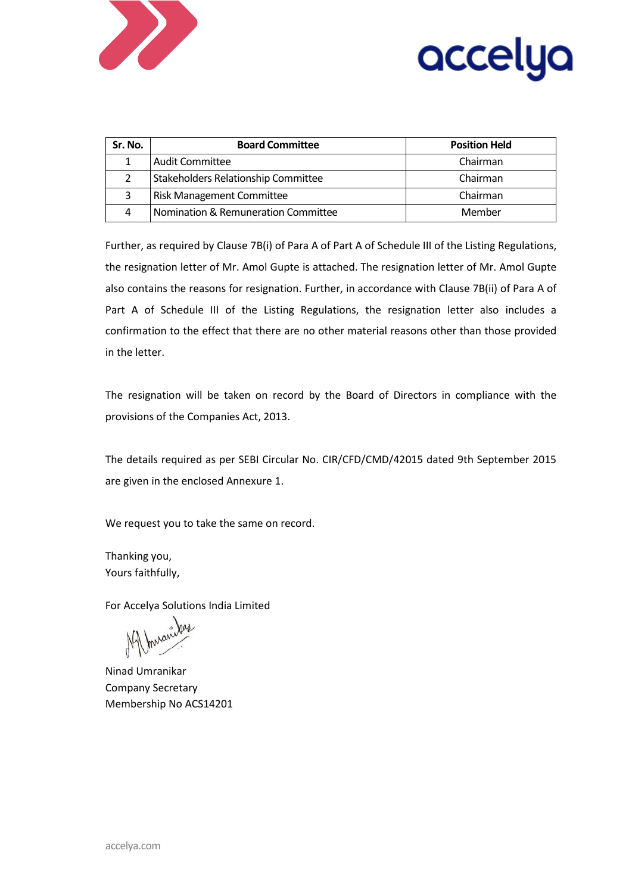| Sr. No. | Board Committee | Position Held |
|---|---|---|
| 1 | Audit Committee | Chairman |
| 2 | Stakeholders Relationship Committee | Chairman |
| 3 | Risk Management Committee | Chairman |
| 4 | Nomination & Remuneration Committee | Member |

Further, as required by Clause 7B(i) of Para A of Part A of Schedule III of the Listing Regulations, the resignation letter of Mr. Amol Gupte is attached. The resignation letter of Mr. Amol Gupte also contains the reasons for resignation. Further, in accordance with Clause 7B(ii) of Para A of Part A of Schedule III of the Listing Regulations, the resignation letter also includes a confirmation to the effect that there are no other material reasons other than those provided in the letter.

The resignation will be taken on record by the Board of Directors in compliance with the provisions of the Companies Act, 2013.

The details required as per SEBI Circular No. CIR/CFD/CMD/42015 dated 9th September 2015 are given in the enclosed Annexure 1.

We request you to take the same on record.

Thanking you,
Yours faithfully,

For Accelya Solutions India Limited

Ninad Umranikar
Company Secretary
Membership No ACS14201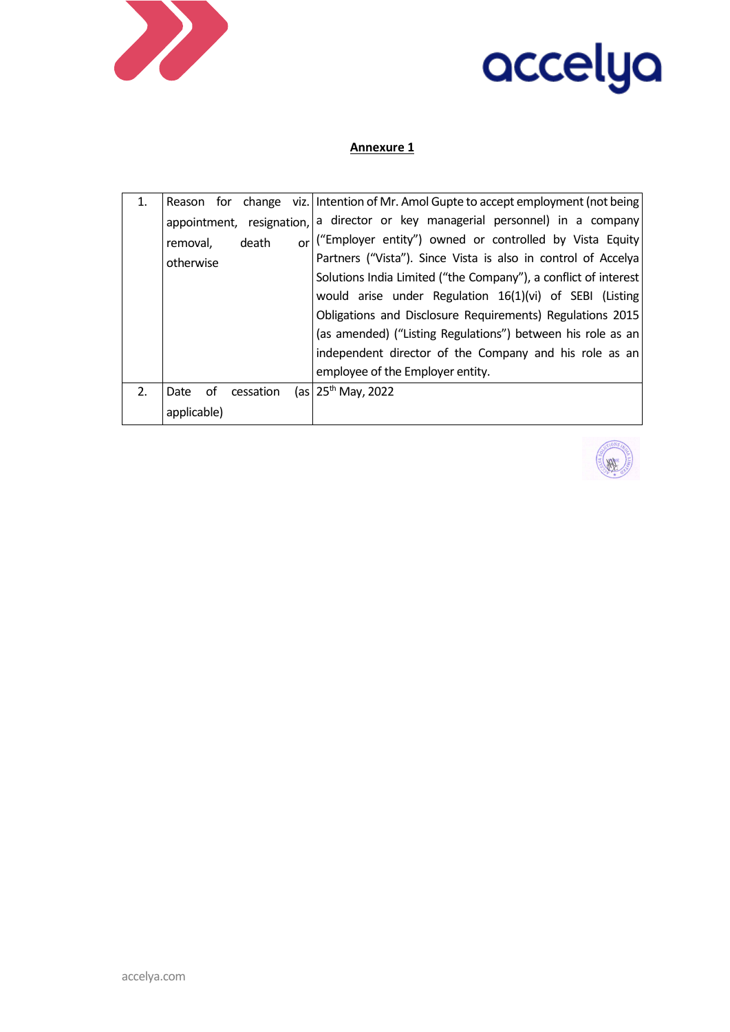**Annexure 1**

| | | |
|---|---|---|
| 1. | Reason for change viz. appointment, resignation, removal, death or otherwise | Intention of Mr. Amol Gupte to accept employment (not being a director or key managerial personnel) in a company ("Employer entity") owned or controlled by Vista Equity Partners ("Vista"). Since Vista is also in control of Accelya Solutions India Limited ("the Company"), a conflict of interest would arise under Regulation 16(1)(vi) of SEBI (Listing Obligations and Disclosure Requirements) Regulations 2015 (as amended) ("Listing Regulations") between his role as an independent director of the Company and his role as an employee of the Employer entity. |
| 2. | Date of cessation (as applicable) | 25th May, 2022 |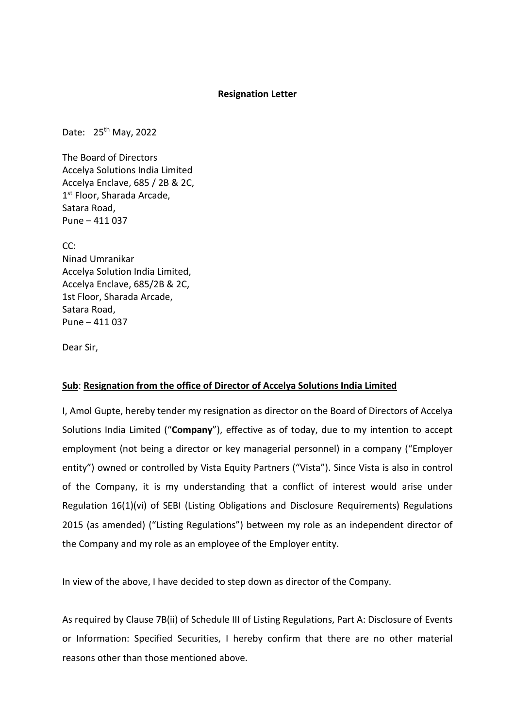**Resignation Letter**

Date: 25th May, 2022

The Board of Directors
Accelya Solutions India Limited
Accelya Enclave, 685 / 2B & 2C,
1st Floor, Sharada Arcade,
Satara Road,
Pune – 411 037

CC:
Ninad Umranikar
Accelya Solution India Limited,
Accelya Enclave, 685/2B & 2C,
1st Floor, Sharada Arcade,
Satara Road,
Pune – 411 037

Dear Sir,

**Sub**: **Resignation from the office of Director of Accelya Solutions India Limited**

I, Amol Gupte, hereby tender my resignation as director on the Board of Directors of Accelya Solutions India Limited ("**Company**"), effective as of today, due to my intention to accept employment (not being a director or key managerial personnel) in a company ("Employer entity") owned or controlled by Vista Equity Partners ("Vista"). Since Vista is also in control of the Company, it is my understanding that a conflict of interest would arise under Regulation 16(1)(vi) of SEBI (Listing Obligations and Disclosure Requirements) Regulations 2015 (as amended) ("Listing Regulations") between my role as an independent director of the Company and my role as an employee of the Employer entity.

In view of the above, I have decided to step down as director of the Company.

As required by Clause 7B(ii) of Schedule III of Listing Regulations, Part A: Disclosure of Events or Information: Specified Securities, I hereby confirm that there are no other material reasons other than those mentioned above.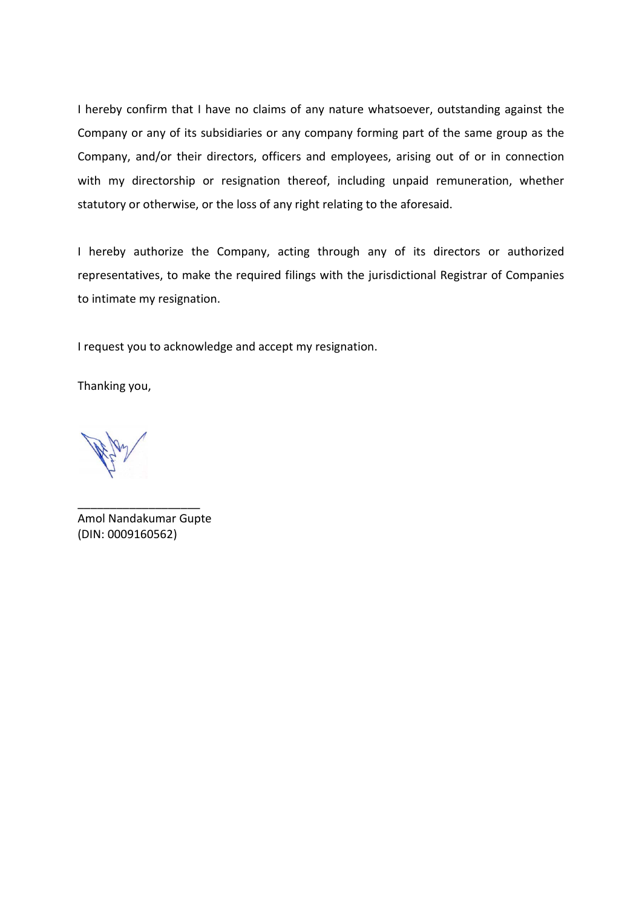I hereby confirm that I have no claims of any nature whatsoever, outstanding against the Company or any of its subsidiaries or any company forming part of the same group as the Company, and/or their directors, officers and employees, arising out of or in connection with my directorship or resignation thereof, including unpaid remuneration, whether statutory or otherwise, or the loss of any right relating to the aforesaid.

I hereby authorize the Company, acting through any of its directors or authorized representatives, to make the required filings with the jurisdictional Registrar of Companies to intimate my resignation.

I request you to acknowledge and accept my resignation.

Thanking you,

___________________

Amol Nandakumar Gupte
(DIN: 0009160562)